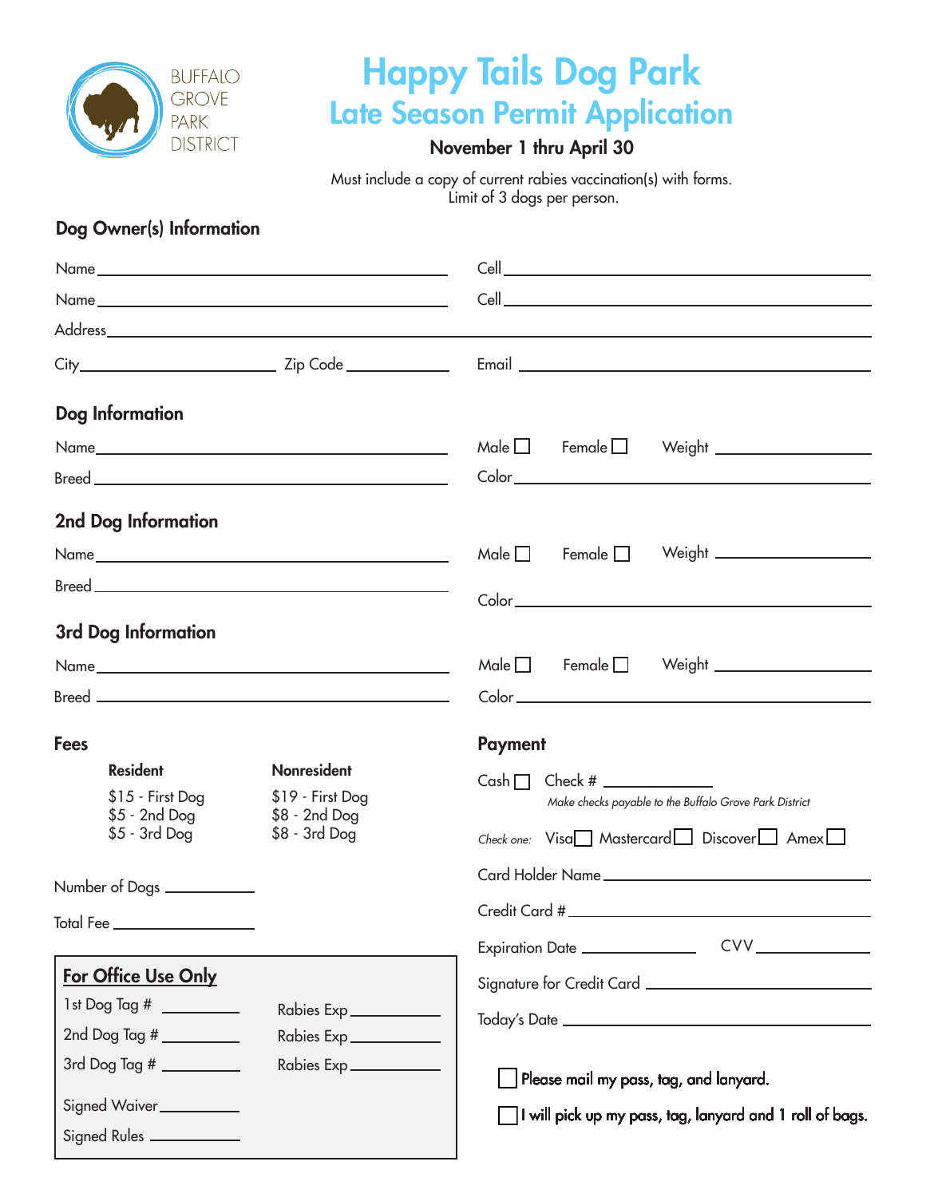BUFFALO GROVE PARK DISTRICT

# Happy Tails Dog Park

## Late Season Permit Application

**November 1 thru April 30**

Must include a copy of current rabies vaccination(s) with forms.
Limit of 3 dogs per person.

### Dog Owner(s) Information

Name ____________________ Cell ____________________

Name ____________________ Cell ____________________

Address ________________________________________

City ____________ Zip Code ________ Email ____________________

### Dog Information

Name ____________________ Male ☐ Female ☐ Weight ________

Breed ____________________ Color ____________________

### 2nd Dog Information

Name ____________________ Male ☐ Female ☐ Weight ________

Breed ____________________ Color ____________________

### 3rd Dog Information

Name ____________________ Male ☐ Female ☐ Weight ________

Breed ____________________ Color ____________________

### Fees

| Resident | Nonresident |
|---|---|
| $15 - First Dog | $19 - First Dog |
| $5 - 2nd Dog | $8 - 2nd Dog |
| $5 - 3rd Dog | $8 - 3rd Dog |

Number of Dogs ________

Total Fee ________

### Payment

Cash ☐ Check # ________

*Make checks payable to the Buffalo Grove Park District*

*Check one:* Visa ☐ Mastercard ☐ Discover ☐ Amex ☐

Card Holder Name ____________________

Credit Card # ____________________

Expiration Date ________ CVV ________

Signature for Credit Card ____________________

Today's Date ____________________

☐ Please mail my pass, tag, and lanyard.

☐ I will pick up my pass, tag, lanyard and 1 roll of bags.

### For Office Use Only

1st Dog Tag # ________ Rabies Exp ________

2nd Dog Tag # ________ Rabies Exp ________

3rd Dog Tag # ________ Rabies Exp ________

Signed Waiver ________

Signed Rules ________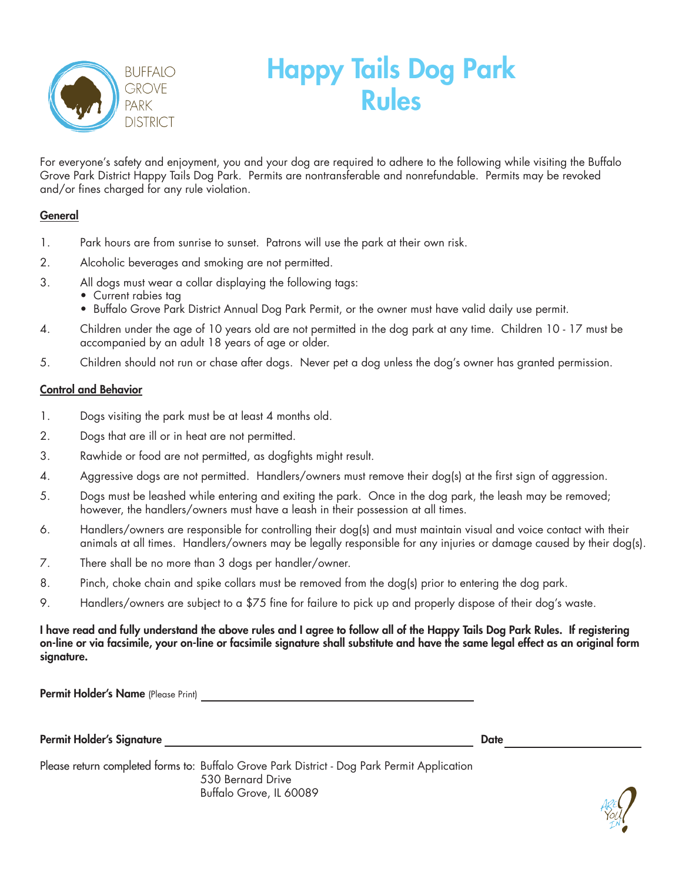BUFFALO GROVE PARK DISTRICT

# Happy Tails Dog Park Rules

For everyone's safety and enjoyment, you and your dog are required to adhere to the following while visiting the Buffalo Grove Park District Happy Tails Dog Park. Permits are nontransferable and nonrefundable. Permits may be revoked and/or fines charged for any rule violation.

## General

1. Park hours are from sunrise to sunset. Patrons will use the park at their own risk.
2. Alcoholic beverages and smoking are not permitted.
3. All dogs must wear a collar displaying the following tags:
   - Current rabies tag
   - Buffalo Grove Park District Annual Dog Park Permit, or the owner must have valid daily use permit.
4. Children under the age of 10 years old are not permitted in the dog park at any time. Children 10 - 17 must be accompanied by an adult 18 years of age or older.
5. Children should not run or chase after dogs. Never pet a dog unless the dog's owner has granted permission.

## Control and Behavior

1. Dogs visiting the park must be at least 4 months old.
2. Dogs that are ill or in heat are not permitted.
3. Rawhide or food are not permitted, as dogfights might result.
4. Aggressive dogs are not permitted. Handlers/owners must remove their dog(s) at the first sign of aggression.
5. Dogs must be leashed while entering and exiting the park. Once in the dog park, the leash may be removed; however, the handlers/owners must have a leash in their possession at all times.
6. Handlers/owners are responsible for controlling their dog(s) and must maintain visual and voice contact with their animals at all times. Handlers/owners may be legally responsible for any injuries or damage caused by their dog(s).
7. There shall be no more than 3 dogs per handler/owner.
8. Pinch, choke chain and spike collars must be removed from the dog(s) prior to entering the dog park.
9. Handlers/owners are subject to a $75 fine for failure to pick up and properly dispose of their dog's waste.

**I have read and fully understand the above rules and I agree to follow all of the Happy Tails Dog Park Rules. If registering on-line or via facsimile, your on-line or facsimile signature shall substitute and have the same legal effect as an original form signature.**

**Permit Holder's Name** (Please Print) ______________________________

**Permit Holder's Signature** ______________________________ **Date** ______________

Please return completed forms to: Buffalo Grove Park District - Dog Park Permit Application
530 Bernard Drive
Buffalo Grove, IL 60089

ARE YOU IN?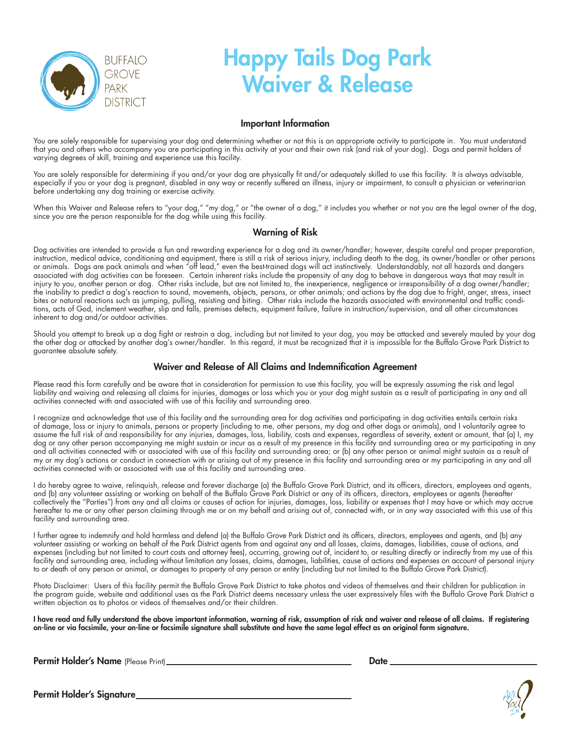BUFFALO GROVE PARK DISTRICT

# Happy Tails Dog Park Waiver & Release

## Important Information

You are solely responsible for supervising your dog and determining whether or not this is an appropriate activity to participate in. You must understand that you and others who accompany you are participating in this activity at your and their own risk (and risk of your dog). Dogs and permit holders of varying degrees of skill, training and experience use this facility.

You are solely responsible for determining if you and/or your dog are physically fit and/or adequately skilled to use this facility. It is always advisable, especially if you or your dog is pregnant, disabled in any way or recently suffered an illness, injury or impairment, to consult a physician or veterinarian before undertaking any dog training or exercise activity.

When this Waiver and Release refers to "your dog," "my dog," or "the owner of a dog," it includes you whether or not you are the legal owner of the dog, since you are the person responsible for the dog while using this facility.

## Warning of Risk

Dog activities are intended to provide a fun and rewarding experience for a dog and its owner/handler; however, despite careful and proper preparation, instruction, medical advice, conditioning and equipment, there is still a risk of serious injury, including death to the dog, its owner/handler or other persons or animals. Dogs are pack animals and when "off lead," even the best-trained dogs will act instinctively. Understandably, not all hazards and dangers associated with dog activities can be foreseen. Certain inherent risks include the propensity of any dog to behave in dangerous ways that may result in injury to you, another person or dog. Other risks include, but are not limited to, the inexperience, negligence or irresponsibility of a dog owner/handler; the inability to predict a dog's reaction to sound, movements, objects, persons, or other animals; and actions by the dog due to fright, anger, stress, insect bites or natural reactions such as jumping, pulling, resisting and biting. Other risks include the hazards associated with environmental and traffic conditions, acts of God, inclement weather, slip and falls, premises defects, equipment failure, failure in instruction/supervision, and all other circumstances inherent to dog and/or outdoor activities.

Should you attempt to break up a dog fight or restrain a dog, including but not limited to your dog, you may be attacked and severely mauled by your dog the other dog or attacked by another dog's owner/handler. In this regard, it must be recognized that it is impossible for the Buffalo Grove Park District to guarantee absolute safety.

## Waiver and Release of All Claims and Indemnification Agreement

Please read this form carefully and be aware that in consideration for permission to use this facility, you will be expressly assuming the risk and legal liability and waiving and releasing all claims for injuries, damages or loss which you or your dog might sustain as a result of participating in any and all activities connected with and associated with use of this facility and surrounding area.

I recognize and acknowledge that use of this facility and the surrounding area for dog activities and participating in dog activities entails certain risks of damage, loss or injury to animals, persons or property (including to me, other persons, my dog and other dogs or animals), and I voluntarily agree to assume the full risk of and responsibility for any injuries, damages, loss, liability, costs and expenses, regardless of severity, extent or amount, that (a) I, my dog or any other person accompanying me might sustain or incur as a result of my presence in this facility and surrounding area or my participating in any and all activities connected with or associated with use of this facility and surrounding area; or (b) any other person or animal might sustain as a result of my or my dog's actions or conduct in connection with or arising out of my presence in this facility and surrounding area or my participating in any and all activities connected with or associated with use of this facility and surrounding area.

I do hereby agree to waive, relinquish, release and forever discharge (a) the Buffalo Grove Park District, and its officers, directors, employees and agents, and (b) any volunteer assisting or working on behalf of the Buffalo Grove Park District or any of its officers, directors, employees or agents (hereafter collectively the "Parties") from any and all claims or causes of action for injuries, damages, loss, liability or expenses that I may have or which may accrue hereafter to me or any other person claiming through me or on my behalf and arising out of, connected with, or in any way associated with this use of this facility and surrounding area.

I further agree to indemnify and hold harmless and defend (a) the Buffalo Grove Park District and its officers, directors, employees and agents, and (b) any volunteer assisting or working on behalf of the Park District agents from and against any and all losses, claims, damages, liabilities, cause of actions, and expenses (including but not limited to court costs and attorney fees), occurring, growing out of, incident to, or resulting directly or indirectly from my use of this facility and surrounding area, including without limitation any losses, claims, damages, liabilities, cause of actions and expenses on account of personal injury to or death of any person or animal, or damages to property of any person or entity (including but not limited to the Buffalo Grove Park District).

Photo Disclaimer: Users of this facility permit the Buffalo Grove Park District to take photos and videos of themselves and their children for publication in the program guide, website and additional uses as the Park District deems necessary unless the user expressively files with the Buffalo Grove Park District a written objection as to photos or videos of themselves and/or their children.

**I have read and fully understand the above important information, warning of risk, assumption of risk and waiver and release of all claims. If registering on-line or via facsimile, your on-line or facsimile signature shall substitute and have the same legal effect as an original form signature.**

**Permit Holder's Name** (Please Print) ______________________________ **Date** ____________________

**Permit Holder's Signature** ______________________________

ARE YOU IN?